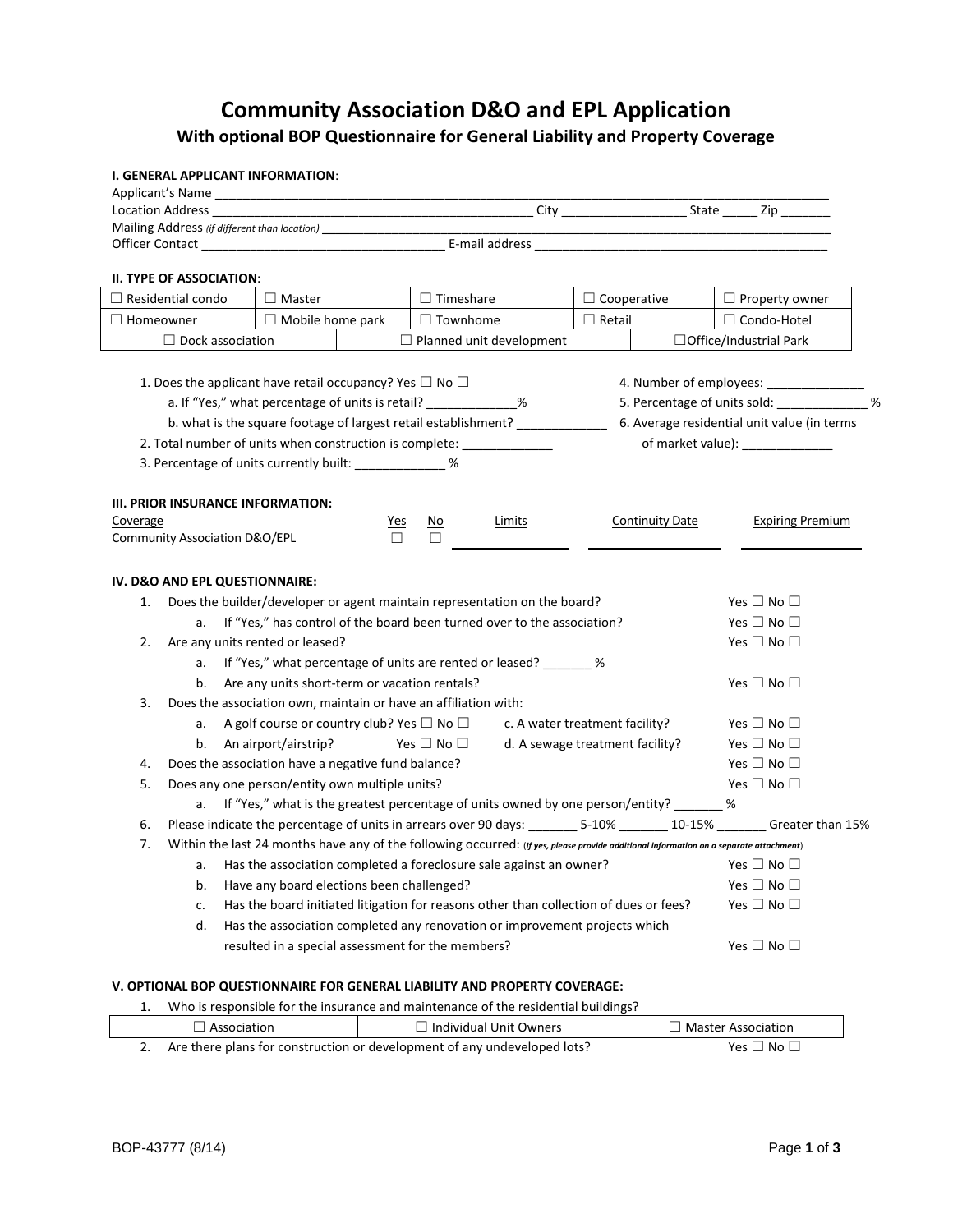# Community Association D&O and EPL Application

## With optional BOP Questionnaire for General Liability and Property Coverage

**I. GENERAL APPLICANT INFORMATION**:

Applicant's Name ______________________________________________

Location Address ______________________________ City ______________ State _____ Zip _______

Mailing Address *(if different than location)* ______________________________________________

Officer Contact ______________________________ E-mail address ______________________________

**II. TYPE OF ASSOCIATION**:

| | | | | |
|---|---|---|---|---|
| ☐ Residential condo | ☐ Master | ☐ Timeshare | ☐ Cooperative | ☐ Property owner |
| ☐ Homeowner | ☐ Mobile home park | ☐ Townhome | ☐ Retail | ☐ Condo-Hotel |
| ☐ Dock association | | ☐ Planned unit development | | ☐Office/Industrial Park |

1. Does the applicant have retail occupancy? Yes ☐ No ☐
   - a. If "Yes," what percentage of units is retail? _____________%
   - b. what is the square footage of largest retail establishment? _____________
2. Total number of units when construction is complete: _____________
3. Percentage of units currently built: _____________ %
4. Number of employees: ______________
5. Percentage of units sold: _____________ %
6. Average residential unit value (in terms of market value): _____________

**III. PRIOR INSURANCE INFORMATION:**

| Coverage | Yes | No | Limits | Continuity Date | Expiring Premium |
|---|---|---|---|---|---|
| Community Association D&O/EPL | ☐ | ☐ | | | |

**IV. D&O AND EPL QUESTIONNAIRE:**

1. Does the builder/developer or agent maintain representation on the board? Yes ☐ No ☐
   - a. If "Yes," has control of the board been turned over to the association? Yes ☐ No ☐
2. Are any units rented or leased? Yes ☐ No ☐
   - a. If "Yes," what percentage of units are rented or leased? _______ %
   - b. Are any units short-term or vacation rentals? Yes ☐ No ☐
3. Does the association own, maintain or have an affiliation with:
   - a. A golf course or country club? Yes ☐ No ☐
   - b. An airport/airstrip? Yes ☐ No ☐
   - c. A water treatment facility? Yes ☐ No ☐
   - d. A sewage treatment facility? Yes ☐ No ☐
4. Does the association have a negative fund balance? Yes ☐ No ☐
5. Does any one person/entity own multiple units? Yes ☐ No ☐
   - a. If "Yes," what is the greatest percentage of units owned by one person/entity? _______ %
6. Please indicate the percentage of units in arrears over 90 days: _______ 5-10% _______ 10-15% _______ Greater than 15%
7. Within the last 24 months have any of the following occurred: (*If yes, please provide additional information on a separate attachment*)
   - a. Has the association completed a foreclosure sale against an owner? Yes ☐ No ☐
   - b. Have any board elections been challenged? Yes ☐ No ☐
   - c. Has the board initiated litigation for reasons other than collection of dues or fees? Yes ☐ No ☐
   - d. Has the association completed any renovation or improvement projects which resulted in a special assessment for the members? Yes ☐ No ☐

**V. OPTIONAL BOP QUESTIONNAIRE FOR GENERAL LIABILITY AND PROPERTY COVERAGE:**

1. Who is responsible for the insurance and maintenance of the residential buildings?

| | | |
|---|---|---|
| ☐ Association | ☐ Individual Unit Owners | ☐ Master Association |

2. Are there plans for construction or development of any undeveloped lots? Yes ☐ No ☐

BOP-43777 (8/14)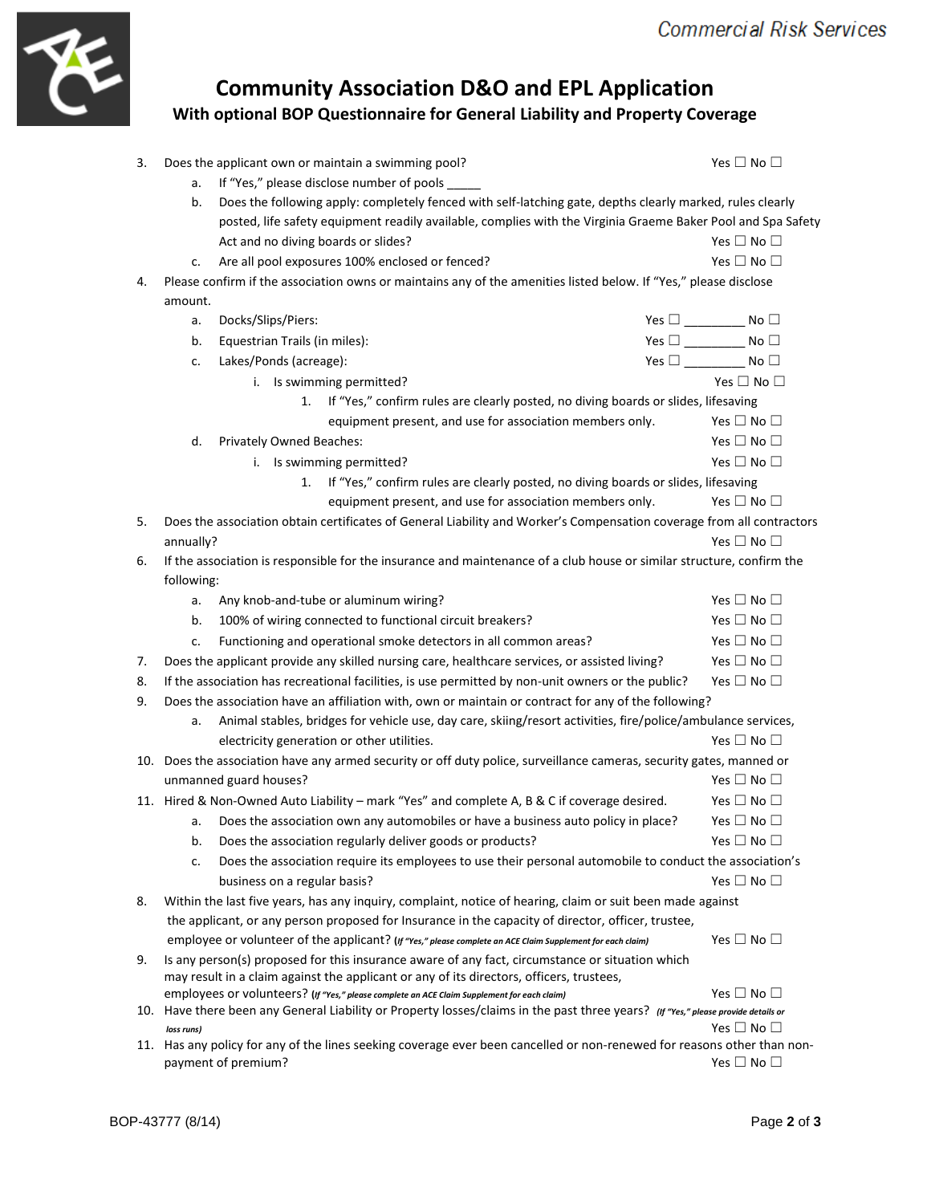# Community Association D&O and EPL Application

## With optional BOP Questionnaire for General Liability and Property Coverage

3. Does the applicant own or maintain a swimming pool? Yes ☐ No ☐
   a. If "Yes," please disclose number of pools _____
   b. Does the following apply: completely fenced with self-latching gate, depths clearly marked, rules clearly posted, life safety equipment readily available, complies with the Virginia Graeme Baker Pool and Spa Safety Act and no diving boards or slides? Yes ☐ No ☐
   c. Are all pool exposures 100% enclosed or fenced? Yes ☐ No ☐
4. Please confirm if the association owns or maintains any of the amenities listed below. If "Yes," please disclose amount.
   a. Docks/Slips/Piers: Yes ☐ _________ No ☐
   b. Equestrian Trails (in miles): Yes ☐ _________ No ☐
   c. Lakes/Ponds (acreage): Yes ☐ _________ No ☐
      i. Is swimming permitted? Yes ☐ No ☐
         1. If "Yes," confirm rules are clearly posted, no diving boards or slides, lifesaving equipment present, and use for association members only. Yes ☐ No ☐
   d. Privately Owned Beaches: Yes ☐ No ☐
      i. Is swimming permitted? Yes ☐ No ☐
         1. If "Yes," confirm rules are clearly posted, no diving boards or slides, lifesaving equipment present, and use for association members only. Yes ☐ No ☐
5. Does the association obtain certificates of General Liability and Worker's Compensation coverage from all contractors annually? Yes ☐ No ☐
6. If the association is responsible for the insurance and maintenance of a club house or similar structure, confirm the following:
   a. Any knob-and-tube or aluminum wiring? Yes ☐ No ☐
   b. 100% of wiring connected to functional circuit breakers? Yes ☐ No ☐
   c. Functioning and operational smoke detectors in all common areas? Yes ☐ No ☐
7. Does the applicant provide any skilled nursing care, healthcare services, or assisted living? Yes ☐ No ☐
8. If the association has recreational facilities, is use permitted by non-unit owners or the public? Yes ☐ No ☐
9. Does the association have an affiliation with, own or maintain or contract for any of the following?
   a. Animal stables, bridges for vehicle use, day care, skiing/resort activities, fire/police/ambulance services, electricity generation or other utilities. Yes ☐ No ☐
10. Does the association have any armed security or off duty police, surveillance cameras, security gates, manned or unmanned guard houses? Yes ☐ No ☐
11. Hired & Non-Owned Auto Liability – mark "Yes" and complete A, B & C if coverage desired. Yes ☐ No ☐
    a. Does the association own any automobiles or have a business auto policy in place? Yes ☐ No ☐
    b. Does the association regularly deliver goods or products? Yes ☐ No ☐
    c. Does the association require its employees to use their personal automobile to conduct the association's business on a regular basis? Yes ☐ No ☐

8. Within the last five years, has any inquiry, complaint, notice of hearing, claim or suit been made against the applicant, or any person proposed for Insurance in the capacity of director, officer, trustee, employee or volunteer of the applicant? ***(If "Yes," please complete an ACE Claim Supplement for each claim)*** Yes ☐ No ☐
9. Is any person(s) proposed for this insurance aware of any fact, circumstance or situation which may result in a claim against the applicant or any of its directors, officers, trustees, employees or volunteers? ***(If "Yes," please complete an ACE Claim Supplement for each claim)*** Yes ☐ No ☐
10. Have there been any General Liability or Property losses/claims in the past three years? ***(If "Yes," please provide details or loss runs)*** Yes ☐ No ☐
11. Has any policy for any of the lines seeking coverage ever been cancelled or non-renewed for reasons other than non-payment of premium? Yes ☐ No ☐

BOP-43777 (8/14)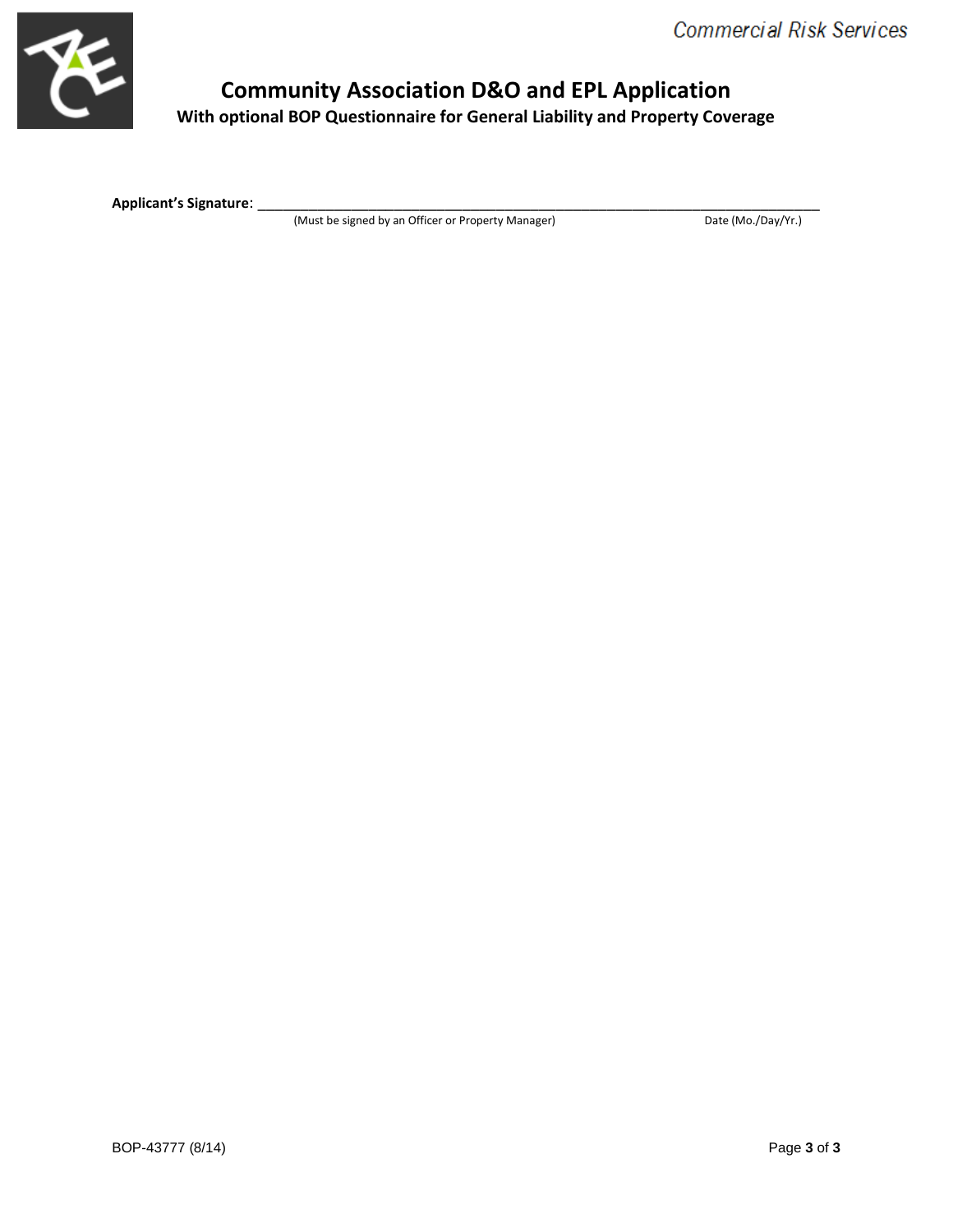# Community Association D&O and EPL Application

**With optional BOP Questionnaire for General Liability and Property Coverage**

**Applicant's Signature**: ______________________________________________________________

(Must be signed by an Officer or Property Manager) Date (Mo./Day/Yr.)